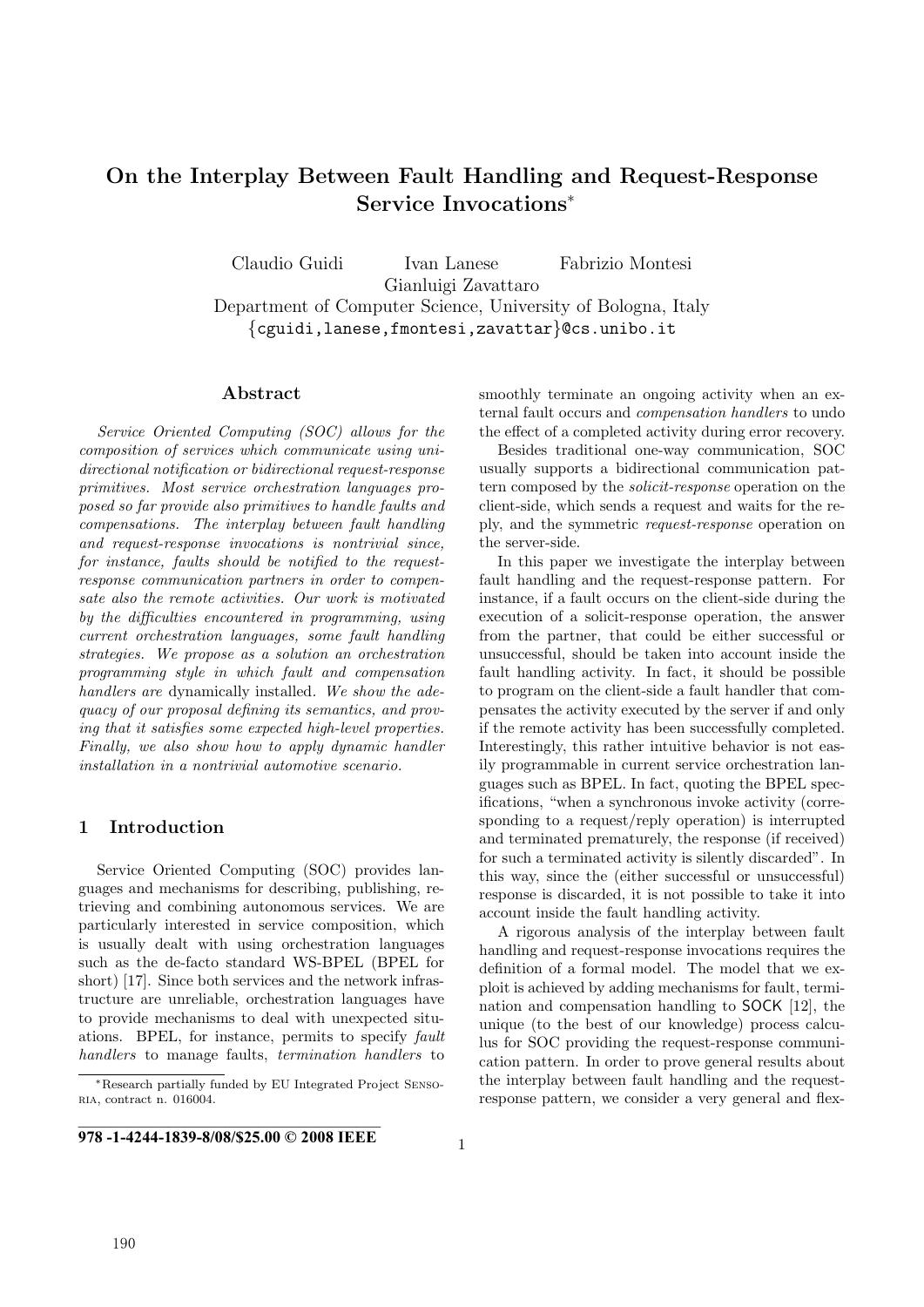# On the Interplay Between Fault Handling and Request-Response Service Invocations*

Claudio Guidi Ivan Lanese Fabrizio Montesi Gianluigi Zavattaro
Department of Computer Science, University of Bologna, Italy
{cguidi,lanese,fmontesi,zavattar}@cs.unibo.it

## Abstract

*Service Oriented Computing (SOC) allows for the composition of services which communicate using unidirectional notification or bidirectional request-response primitives. Most service orchestration languages proposed so far provide also primitives to handle faults and compensations. The interplay between fault handling and request-response invocations is nontrivial since, for instance, faults should be notified to the request-response communication partners in order to compensate also the remote activities. Our work is motivated by the difficulties encountered in programming, using current orchestration languages, some fault handling strategies. We propose as a solution an orchestration programming style in which fault and compensation handlers are* dynamically installed. *We show the adequacy of our proposal defining its semantics, and proving that it satisfies some expected high-level properties. Finally, we also show how to apply dynamic handler installation in a nontrivial automotive scenario.*

## 1 Introduction

Service Oriented Computing (SOC) provides languages and mechanisms for describing, publishing, retrieving and combining autonomous services. We are particularly interested in service composition, which is usually dealt with using orchestration languages such as the de-facto standard WS-BPEL (BPEL for short) [17]. Since both services and the network infrastructure are unreliable, orchestration languages have to provide mechanisms to deal with unexpected situations. BPEL, for instance, permits to specify *fault handlers* to manage faults, *termination handlers* to smoothly terminate an ongoing activity when an external fault occurs and *compensation handlers* to undo the effect of a completed activity during error recovery.

Besides traditional one-way communication, SOC usually supports a bidirectional communication pattern composed by the *solicit-response* operation on the client-side, which sends a request and waits for the reply, and the symmetric *request-response* operation on the server-side.

In this paper we investigate the interplay between fault handling and the request-response pattern. For instance, if a fault occurs on the client-side during the execution of a solicit-response operation, the answer from the partner, that could be either successful or unsuccessful, should be taken into account inside the fault handling activity. In fact, it should be possible to program on the client-side a fault handler that compensates the activity executed by the server if and only if the remote activity has been successfully completed. Interestingly, this rather intuitive behavior is not easily programmable in current service orchestration languages such as BPEL. In fact, quoting the BPEL specifications, "when a synchronous invoke activity (corresponding to a request/reply operation) is interrupted and terminated prematurely, the response (if received) for such a terminated activity is silently discarded". In this way, since the (either successful or unsuccessful) response is discarded, it is not possible to take it into account inside the fault handling activity.

A rigorous analysis of the interplay between fault handling and request-response invocations requires the definition of a formal model. The model that we exploit is achieved by adding mechanisms for fault, termination and compensation handling to SOCK [12], the unique (to the best of our knowledge) process calculus for SOC providing the request-response communication pattern. In order to prove general results about the interplay between fault handling and the request-response pattern, we consider a very general and flex-

*Research partially funded by EU Integrated Project SENSORIA, contract n. 016004.

978-1-4244-1839-8/08/$25.00 © 2008 IEEE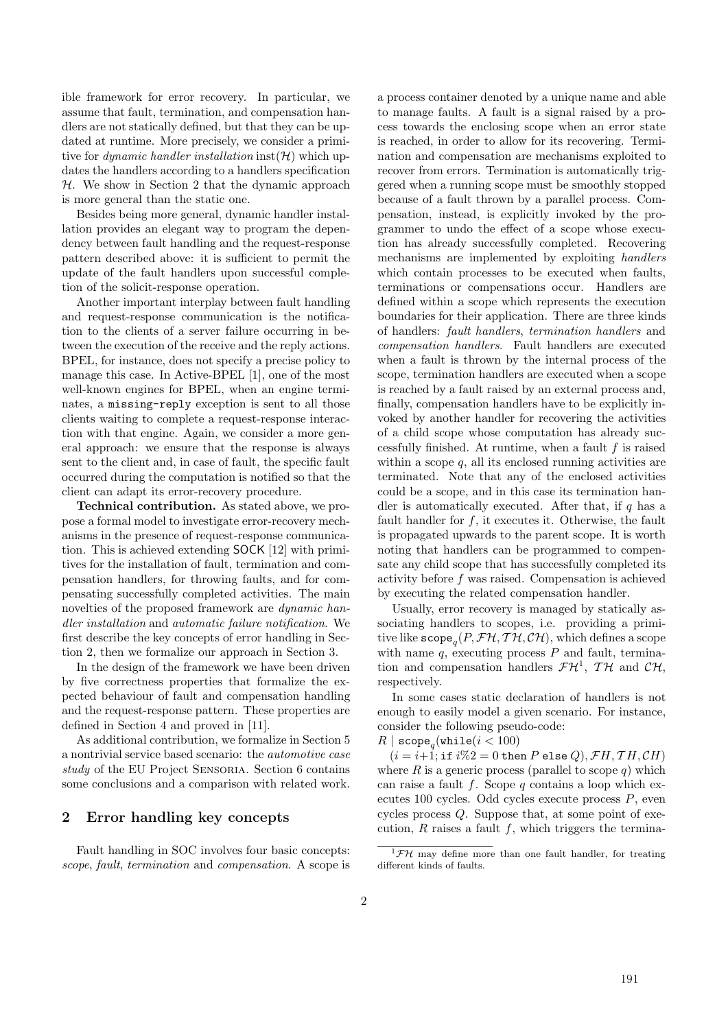ible framework for error recovery. In particular, we assume that fault, termination, and compensation handlers are not statically defined, but that they can be updated at runtime. More precisely, we consider a primitive for *dynamic handler installation* $\mathrm{inst}(\mathcal{H})$ which updates the handlers according to a handlers specification $\mathcal{H}$. We show in Section 2 that the dynamic approach is more general than the static one.

Besides being more general, dynamic handler installation provides an elegant way to program the dependency between fault handling and the request-response pattern described above: it is sufficient to permit the update of the fault handlers upon successful completion of the solicit-response operation.

Another important interplay between fault handling and request-response communication is the notification to the clients of a server failure occurring in between the execution of the receive and the reply actions. BPEL, for instance, does not specify a precise policy to manage this case. In Active-BPEL [1], one of the most well-known engines for BPEL, when an engine terminates, a `missing-reply` exception is sent to all those clients waiting to complete a request-response interaction with that engine. Again, we consider a more general approach: we ensure that the response is always sent to the client and, in case of fault, the specific fault occurred during the computation is notified so that the client can adapt its error-recovery procedure.

**Technical contribution.** As stated above, we propose a formal model to investigate error-recovery mechanisms in the presence of request-response communication. This is achieved extending SOCK [12] with primitives for the installation of fault, termination and compensation handlers, for throwing faults, and for compensating successfully completed activities. The main novelties of the proposed framework are *dynamic handler installation* and *automatic failure notification*. We first describe the key concepts of error handling in Section 2, then we formalize our approach in Section 3.

In the design of the framework we have been driven by five correctness properties that formalize the expected behaviour of fault and compensation handling and the request-response pattern. These properties are defined in Section 4 and proved in [11].

As additional contribution, we formalize in Section 5 a nontrivial service based scenario: the *automotive case study* of the EU Project SENSORIA. Section 6 contains some conclusions and a comparison with related work.

## 2 Error handling key concepts

Fault handling in SOC involves four basic concepts: *scope*, *fault*, *termination* and *compensation*. A scope is a process container denoted by a unique name and able to manage faults. A fault is a signal raised by a process towards the enclosing scope when an error state is reached, in order to allow for its recovering. Termination and compensation are mechanisms exploited to recover from errors. Termination is automatically triggered when a running scope must be smoothly stopped because of a fault thrown by a parallel process. Compensation, instead, is explicitly invoked by the programmer to undo the effect of a scope whose execution has already successfully completed. Recovering mechanisms are implemented by exploiting *handlers* which contain processes to be executed when faults, terminations or compensations occur. Handlers are defined within a scope which represents the execution boundaries for their application. There are three kinds of handlers: *fault handlers*, *termination handlers* and *compensation handlers*. Fault handlers are executed when a fault is thrown by the internal process of the scope, termination handlers are executed when a scope is reached by a fault raised by an external process and, finally, compensation handlers have to be explicitly invoked by another handler for recovering the activities of a child scope whose computation has already successfully finished. At runtime, when a fault $f$ is raised within a scope $q$, all its enclosed running activities are terminated. Note that any of the enclosed activities could be a scope, and in this case its termination handler is automatically executed. After that, if $q$ has a fault handler for $f$, it executes it. Otherwise, the fault is propagated upwards to the parent scope. It is worth noting that handlers can be programmed to compensate any child scope that has successfully completed its activity before $f$ was raised. Compensation is achieved by executing the related compensation handler.

Usually, error recovery is managed by statically associating handlers to scopes, i.e. providing a primitive like $\mathtt{scope}_q(P, \mathcal{FH}, \mathcal{TH}, \mathcal{CH})$, which defines a scope with name $q$, executing process $P$ and fault, termination and compensation handlers $\mathcal{FH}$[1], $\mathcal{TH}$ and $\mathcal{CH}$, respectively.

In some cases static declaration of handlers is not enough to easily model a given scenario. For instance, consider the following pseudo-code:

$R \mid \mathtt{scope}_q(\mathtt{while}(i < 100)$
$(i = i{+}1; \mathtt{if}\ i\%2 = 0\ \mathtt{then}\ P\ \mathtt{else}\ Q), \mathcal{F}H, \mathcal{T}H, \mathcal{C}H)$

where $R$ is a generic process (parallel to scope $q$) which can raise a fault $f$. Scope $q$ contains a loop which executes 100 cycles. Odd cycles execute process $P$, even cycles process $Q$. Suppose that, at some point of execution, $R$ raises a fault $f$, which triggers the termina-

[1] $\mathcal{FH}$ may define more than one fault handler, for treating different kinds of faults.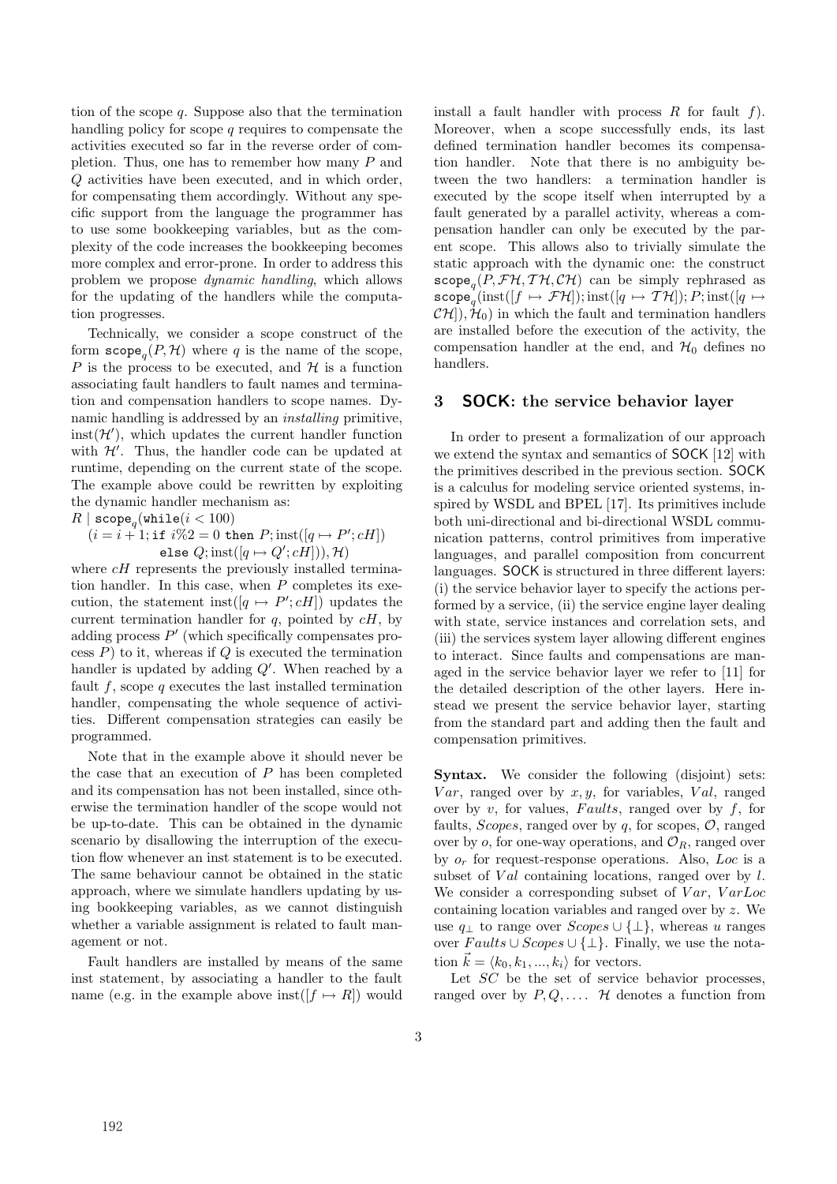tion of the scope $q$. Suppose also that the termination handling policy for scope $q$ requires to compensate the activities executed so far in the reverse order of completion. Thus, one has to remember how many $P$ and $Q$ activities have been executed, and in which order, for compensating them accordingly. Without any specific support from the language the programmer has to use some bookkeeping variables, but as the complexity of the code increases the bookkeeping becomes more complex and error-prone. In order to address this problem we propose *dynamic handling*, which allows for the updating of the handlers while the computation progresses.

Technically, we consider a scope construct of the form $\mathtt{scope}_q(P, \mathcal{H})$ where $q$ is the name of the scope, $P$ is the process to be executed, and $\mathcal{H}$ is a function associating fault handlers to fault names and termination and compensation handlers to scope names. Dynamic handling is addressed by an *installing* primitive, $\mathrm{inst}(\mathcal{H}')$, which updates the current handler function with $\mathcal{H}'$. Thus, the handler code can be updated at runtime, depending on the current state of the scope. The example above could be rewritten by exploiting the dynamic handler mechanism as:

$$R \mid \mathtt{scope}_q(\mathtt{while}(i < 100) \\ (i = i + 1; \mathtt{if}\ i\%2 = 0\ \mathtt{then}\ P; \mathrm{inst}([q \mapsto P'; cH]) \\ \mathtt{else}\ Q; \mathrm{inst}([q \mapsto Q'; cH])), \mathcal{H})$$

where $cH$ represents the previously installed termination handler. In this case, when $P$ completes its execution, the statement $\mathrm{inst}([q \mapsto P'; cH])$ updates the current termination handler for $q$, pointed by $cH$, by adding process $P'$ (which specifically compensates process $P$) to it, whereas if $Q$ is executed the termination handler is updated by adding $Q'$. When reached by a fault $f$, scope $q$ executes the last installed termination handler, compensating the whole sequence of activities. Different compensation strategies can easily be programmed.

Note that in the example above it should never be the case that an execution of $P$ has been completed and its compensation has not been installed, since otherwise the termination handler of the scope would not be up-to-date. This can be obtained in the dynamic scenario by disallowing the interruption of the execution flow whenever an inst statement is to be executed. The same behaviour cannot be obtained in the static approach, where we simulate handlers updating by using bookkeeping variables, as we cannot distinguish whether a variable assignment is related to fault management or not.

Fault handlers are installed by means of the same inst statement, by associating a handler to the fault name (e.g. in the example above $\mathrm{inst}([f \mapsto R])$ would install a fault handler with process $R$ for fault $f$). Moreover, when a scope successfully ends, its last defined termination handler becomes its compensation handler. Note that there is no ambiguity between the two handlers: a termination handler is executed by the scope itself when interrupted by a fault generated by a parallel activity, whereas a compensation handler can only be executed by the parent scope. This allows also to trivially simulate the static approach with the dynamic one: the construct $\mathtt{scope}_q(P, \mathcal{FH}, \mathcal{TH}, \mathcal{CH})$ can be simply rephrased as $\mathtt{scope}_q(\mathrm{inst}([f \mapsto \mathcal{FH}]); \mathrm{inst}([q \mapsto \mathcal{TH}]); P; \mathrm{inst}([q \mapsto \mathcal{CH}]), \mathcal{H}_0)$ in which the fault and termination handlers are installed before the execution of the activity, the compensation handler at the end, and $\mathcal{H}_0$ defines no handlers.

## 3 SOCK: the service behavior layer

In order to present a formalization of our approach we extend the syntax and semantics of SOCK [12] with the primitives described in the previous section. SOCK is a calculus for modeling service oriented systems, inspired by WSDL and BPEL [17]. Its primitives include both uni-directional and bi-directional WSDL communication patterns, control primitives from imperative languages, and parallel composition from concurrent languages. SOCK is structured in three different layers: (i) the service behavior layer to specify the actions performed by a service, (ii) the service engine layer dealing with state, service instances and correlation sets, and (iii) the services system layer allowing different engines to interact. Since faults and compensations are managed in the service behavior layer we refer to [11] for the detailed description of the other layers. Here instead we present the service behavior layer, starting from the standard part and adding then the fault and compensation primitives.

**Syntax.** We consider the following (disjoint) sets: $Var$, ranged over by $x, y$, for variables, $Val$, ranged over by $v$, for values, $Faults$, ranged over by $f$, for faults, $Scopes$, ranged over by $q$, for scopes, $\mathcal{O}$, ranged over by $o$, for one-way operations, and $\mathcal{O}_R$, ranged over by $o_r$ for request-response operations. Also, $Loc$ is a subset of $Val$ containing locations, ranged over by $l$. We consider a corresponding subset of $Var$, $VarLoc$ containing location variables and ranged over by $z$. We use $q_\perp$ to range over $Scopes \cup \{\perp\}$, whereas $u$ ranges over $Faults \cup Scopes \cup \{\perp\}$. Finally, we use the notation $\vec{k} = \langle k_0, k_1, ..., k_i \rangle$ for vectors.

Let $SC$ be the set of service behavior processes, ranged over by $P, Q, \ldots$. $\mathcal{H}$ denotes a function from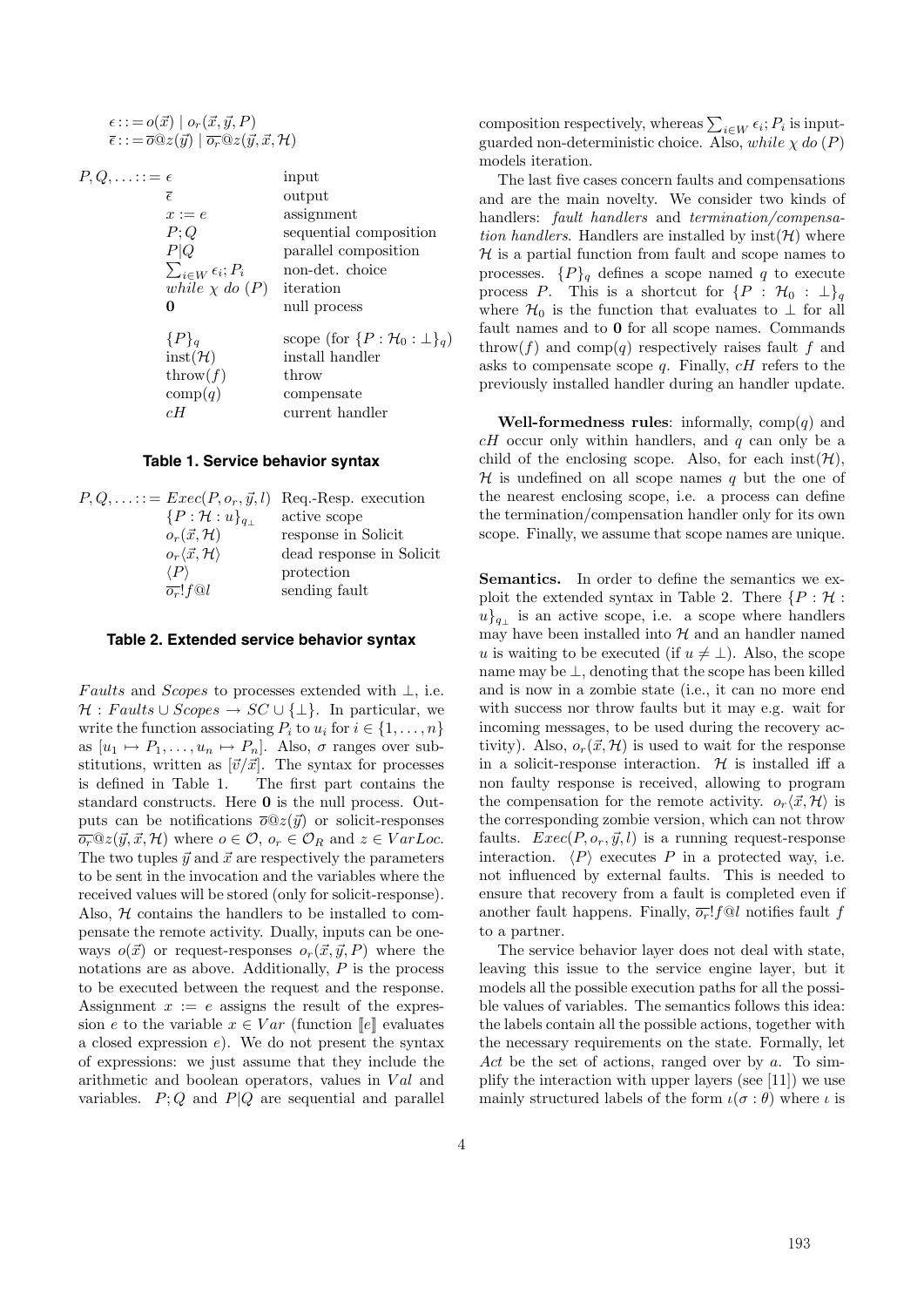$\epsilon ::= o(\vec{x}) \mid o_r(\vec{x}, \vec{y}, P)$
$\overline{\epsilon} ::= \overline{o}@z(\vec{y}) \mid \overline{o_r}@z(\vec{y}, \vec{x}, \mathcal{H})$

| $P, Q, \ldots ::=$ | | |
|---|---|---|
| | $\epsilon$ | input |
| | $\overline{\epsilon}$ | output |
| | $x := e$ | assignment |
| | $P;Q$ | sequential composition |
| | $P \mid Q$ | parallel composition |
| | $\sum_{i \in W} \epsilon_i; P_i$ | non-det. choice |
| | $while\ \chi\ do\ (P)$ | iteration |
| | $\mathbf{0}$ | null process |
| | $\{P\}_q$ | scope (for $\{P : \mathcal{H}_0 : \bot\}_q$) |
| | $\mathrm{inst}(\mathcal{H})$ | install handler |
| | $\mathrm{throw}(f)$ | throw |
| | $\mathrm{comp}(q)$ | compensate |
| | $cH$ | current handler |

**Table 1. Service behavior syntax**

| $P, Q, \ldots ::=$ | | |
|---|---|---|
| | $Exec(P, o_r, \vec{y}, l)$ | Req.-Resp. execution |
| | $\{P : \mathcal{H} : u\}_{q_\bot}$ | active scope |
| | $o_r(\vec{x}, \mathcal{H})$ | response in Solicit |
| | $o_r\langle\vec{x}, \mathcal{H}\rangle$ | dead response in Solicit |
| | $\langle P \rangle$ | protection |
| | $\overline{o_r}!f@l$ | sending fault |

**Table 2. Extended service behavior syntax**

*Faults* and *Scopes* to processes extended with $\bot$, i.e. $\mathcal{H} : Faults \cup Scopes \to SC \cup \{\bot\}$. In particular, we write the function associating $P_i$ to $u_i$ for $i \in \{1, \ldots, n\}$ as $[u_1 \mapsto P_1, \ldots, u_n \mapsto P_n]$. Also, $\sigma$ ranges over substitutions, written as $[\vec{v}/\vec{x}]$. The syntax for processes is defined in Table 1. The first part contains the standard constructs. Here $\mathbf{0}$ is the null process. Outputs can be notifications $\overline{o}@z(\vec{y})$ or solicit-responses $\overline{o_r}@z(\vec{y}, \vec{x}, \mathcal{H})$ where $o \in \mathcal{O}$, $o_r \in \mathcal{O}_R$ and $z \in VarLoc$. The two tuples $\vec{y}$ and $\vec{x}$ are respectively the parameters to be sent in the invocation and the variables where the received values will be stored (only for solicit-response). Also, $\mathcal{H}$ contains the handlers to be installed to compensate the remote activity. Dually, inputs can be one-ways $o(\vec{x})$ or request-responses $o_r(\vec{x}, \vec{y}, P)$ where the notations are as above. Additionally, $P$ is the process to be executed between the request and the response. Assignment $x := e$ assigns the result of the expression $e$ to the variable $x \in Var$ (function $[\![e]\!]$ evaluates a closed expression $e$). We do not present the syntax of expressions: we just assume that they include the arithmetic and boolean operators, values in $Val$ and variables. $P;Q$ and $P \mid Q$ are sequential and parallel composition respectively, whereas $\sum_{i \in W} \epsilon_i; P_i$ is input-guarded non-deterministic choice. Also, $while\ \chi\ do\ (P)$ models iteration.

The last five cases concern faults and compensations and are the main novelty. We consider two kinds of handlers: *fault handlers* and *termination/compensation handlers*. Handlers are installed by $\mathrm{inst}(\mathcal{H})$ where $\mathcal{H}$ is a partial function from fault and scope names to processes. $\{P\}_q$ defines a scope named $q$ to execute process $P$. This is a shortcut for $\{P : \mathcal{H}_0 : \bot\}_q$ where $\mathcal{H}_0$ is the function that evaluates to $\bot$ for all fault names and to $\mathbf{0}$ for all scope names. Commands $\mathrm{throw}(f)$ and $\mathrm{comp}(q)$ respectively raises fault $f$ and asks to compensate scope $q$. Finally, $cH$ refers to the previously installed handler during an handler update.

**Well-formedness rules**: informally, $\mathrm{comp}(q)$ and $cH$ occur only within handlers, and $q$ can only be a child of the enclosing scope. Also, for each $\mathrm{inst}(\mathcal{H})$, $\mathcal{H}$ is undefined on all scope names $q$ but the one of the nearest enclosing scope, i.e. a process can define the termination/compensation handler only for its own scope. Finally, we assume that scope names are unique.

**Semantics.** In order to define the semantics we exploit the extended syntax in Table 2. There $\{P : \mathcal{H} : u\}_{q_\bot}$ is an active scope, i.e. a scope where handlers may have been installed into $\mathcal{H}$ and an handler named $u$ is waiting to be executed (if $u \neq \bot$). Also, the scope name may be $\bot$, denoting that the scope has been killed and is now in a zombie state (i.e., it can no more end with success nor throw faults but it may e.g. wait for incoming messages, to be used during the recovery activity). Also, $o_r(\vec{x}, \mathcal{H})$ is used to wait for the response in a solicit-response interaction. $\mathcal{H}$ is installed iff a non faulty response is received, allowing to program the compensation for the remote activity. $o_r\langle\vec{x}, \mathcal{H}\rangle$ is the corresponding zombie version, which can not throw faults. $Exec(P, o_r, \vec{y}, l)$ is a running request-response interaction. $\langle P \rangle$ executes $P$ in a protected way, i.e. not influenced by external faults. This is needed to ensure that recovery from a fault is completed even if another fault happens. Finally, $\overline{o_r}!f@l$ notifies fault $f$ to a partner.

The service behavior layer does not deal with state, leaving this issue to the service engine layer, but it models all the possible execution paths for all the possible values of variables. The semantics follows this idea: the labels contain all the possible actions, together with the necessary requirements on the state. Formally, let $Act$ be the set of actions, ranged over by $a$. To simplify the interaction with upper layers (see [11]) we use mainly structured labels of the form $\iota(\sigma : \theta)$ where $\iota$ is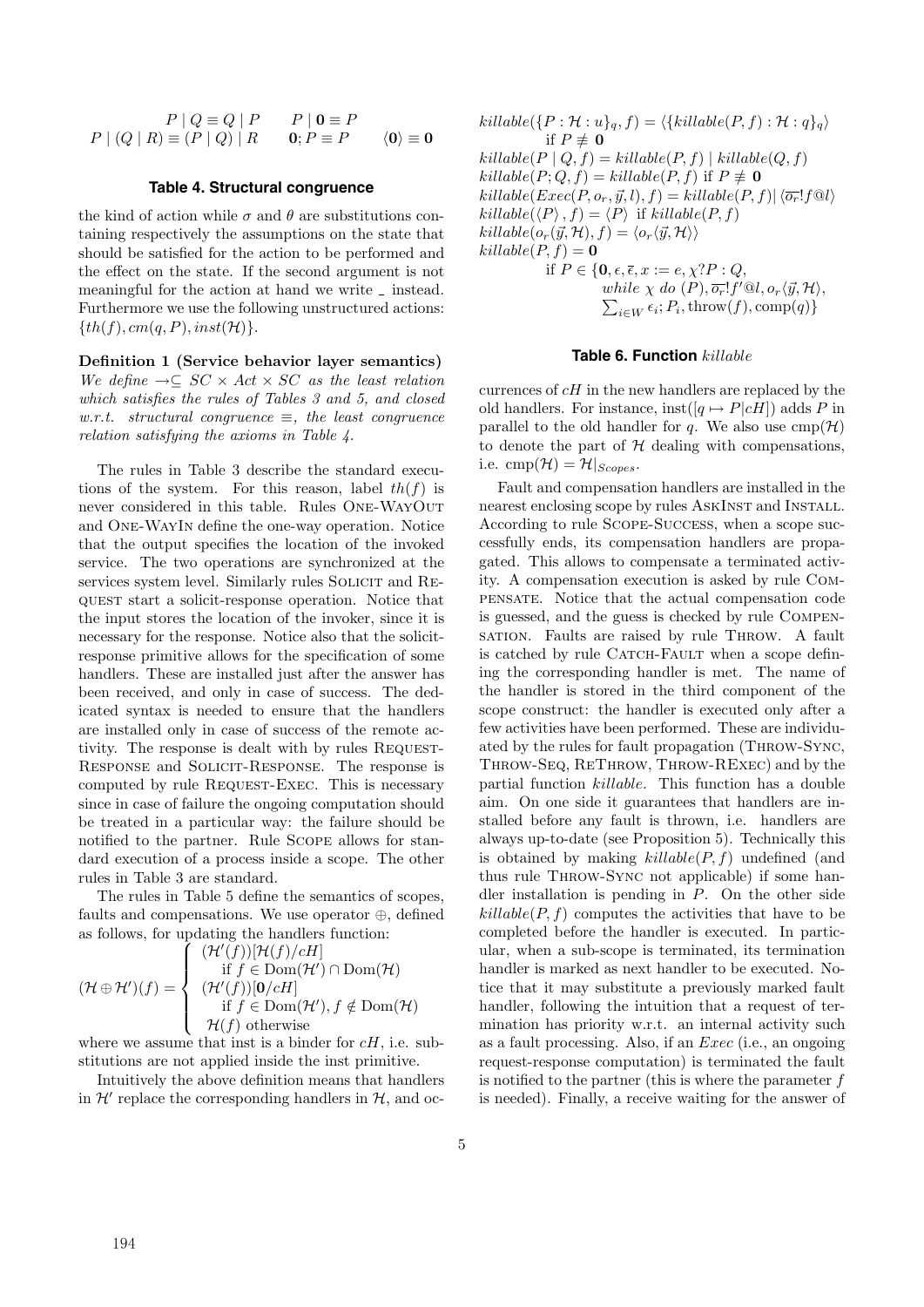$$P \mid Q \equiv Q \mid P \qquad P \mid \mathbf{0} \equiv P$$
$$P \mid (Q \mid R) \equiv (P \mid Q) \mid R \qquad \mathbf{0}; P \equiv P \qquad \langle \mathbf{0} \rangle \equiv \mathbf{0}$$

**Table 4. Structural congruence**

the kind of action while $\sigma$ and $\theta$ are substitutions containing respectively the assumptions on the state that should be satisfied for the action to be performed and the effect on the state. If the second argument is not meaningful for the action at hand we write $\_$ instead. Furthermore we use the following unstructured actions: $\{th(f), cm(q, P), inst(\mathcal{H})\}$.

**Definition 1 (Service behavior layer semantics)** *We define $\rightarrow \subseteq SC \times Act \times SC$ as the least relation which satisfies the rules of Tables 3 and 5, and closed w.r.t. structural congruence $\equiv$, the least congruence relation satisfying the axioms in Table 4.*

The rules in Table 3 describe the standard executions of the system. For this reason, label $th(f)$ is never considered in this table. Rules One-WayOut and One-WayIn define the one-way operation. Notice that the output specifies the location of the invoked service. The two operations are synchronized at the services system level. Similarly rules Solicit and Request start a solicit-response operation. Notice that the input stores the location of the invoker, since it is necessary for the response. Notice also that the solicit-response primitive allows for the specification of some handlers. These are installed just after the answer has been received, and only in case of success. The dedicated syntax is needed to ensure that the handlers are installed only in case of success of the remote activity. The response is dealt with by rules Request-Response and Solicit-Response. The response is computed by rule Request-Exec. This is necessary since in case of failure the ongoing computation should be treated in a particular way: the failure should be notified to the partner. Rule Scope allows for standard execution of a process inside a scope. The other rules in Table 3 are standard.

The rules in Table 5 define the semantics of scopes, faults and compensations. We use operator $\oplus$, defined as follows, for updating the handlers function:

$$(\mathcal{H} \oplus \mathcal{H}')(f) = \begin{cases} (\mathcal{H}'(f))[\mathcal{H}(f)/cH] \\ \quad \text{if } f \in \mathrm{Dom}(\mathcal{H}') \cap \mathrm{Dom}(\mathcal{H}) \\ (\mathcal{H}'(f))[\mathbf{0}/cH] \\ \quad \text{if } f \in \mathrm{Dom}(\mathcal{H}'), f \notin \mathrm{Dom}(\mathcal{H}) \\ \mathcal{H}(f) \text{ otherwise} \end{cases}$$

where we assume that inst is a binder for $cH$, i.e. substitutions are not applied inside the inst primitive.

Intuitively the above definition means that handlers in $\mathcal{H}'$ replace the corresponding handlers in $\mathcal{H}$, and occurrences of $cH$ in the new handlers are replaced by the old handlers. For instance, $\mathrm{inst}([q \mapsto P|cH])$ adds $P$ in parallel to the old handler for $q$. We also use $\mathrm{cmp}(\mathcal{H})$ to denote the part of $\mathcal{H}$ dealing with compensations, i.e. $\mathrm{cmp}(\mathcal{H}) = \mathcal{H}|_{Scopes}$.

Fault and compensation handlers are installed in the nearest enclosing scope by rules AskInst and Install. According to rule Scope-Success, when a scope successfully ends, its compensation handlers are propagated. This allows to compensate a terminated activity. A compensation execution is asked by rule Compensate. Notice that the actual compensation code is guessed, and the guess is checked by rule Compensation. Faults are raised by rule Throw. A fault is catched by rule Catch-Fault when a scope defining the corresponding handler is met. The name of the handler is stored in the third component of the scope construct: the handler is executed only after a few activities have been performed. These are individuated by the rules for fault propagation (Throw-Sync, Throw-Seq, ReThrow, Throw-RExec) and by the partial function *killable*. This function has a double aim. On one side it guarantees that handlers are installed before any fault is thrown, i.e. handlers are always up-to-date (see Proposition 5). Technically this is obtained by making $killable(P, f)$ undefined (and thus rule Throw-Sync not applicable) if some handler installation is pending in $P$. On the other side $killable(P, f)$ computes the activities that have to be completed before the handler is executed. In particular, when a sub-scope is terminated, its termination handler is marked as next handler to be executed. Notice that it may substitute a previously marked fault handler, following the intuition that a request of termination has priority w.r.t. an internal activity such as a fault processing. Also, if an *Exec* (i.e., an ongoing request-response computation) is terminated the fault is notified to the partner (this is where the parameter $f$ is needed). Finally, a receive waiting for the answer of

$$killable(\{P : \mathcal{H} : u\}_q, f) = \langle \{killable(P, f) : \mathcal{H} : q\}_q \rangle \quad \text{if } P \not\equiv \mathbf{0}$$
$$killable(P \mid Q, f) = killable(P, f) \mid killable(Q, f)$$
$$killable(P; Q, f) = killable(P, f) \text{ if } P \not\equiv \mathbf{0}$$
$$killable(Exec(P, o_r, \vec{y}, l), f) = killable(P, f) | \langle \overline{o_r}!f@l \rangle$$
$$killable(\langle P \rangle, f) = \langle P \rangle \text{ if } killable(P, f)$$
$$killable(o_r(\vec{y}, \mathcal{H}), f) = \langle o_r \langle \vec{y}, \mathcal{H} \rangle \rangle$$
$$killable(P, f) = \mathbf{0}$$
$$\text{if } P \in \{\mathbf{0}, \epsilon, \overline{\epsilon}, x := e, \chi?P : Q, \textit{while } \chi \textit{ do } (P), \overline{o_r}!f'@l, o_r\langle \vec{y}, \mathcal{H} \rangle, \textstyle\sum_{i \in W} \epsilon_i; P_i, \mathrm{throw}(f), \mathrm{comp}(q)\}$$

**Table 6. Function** *killable*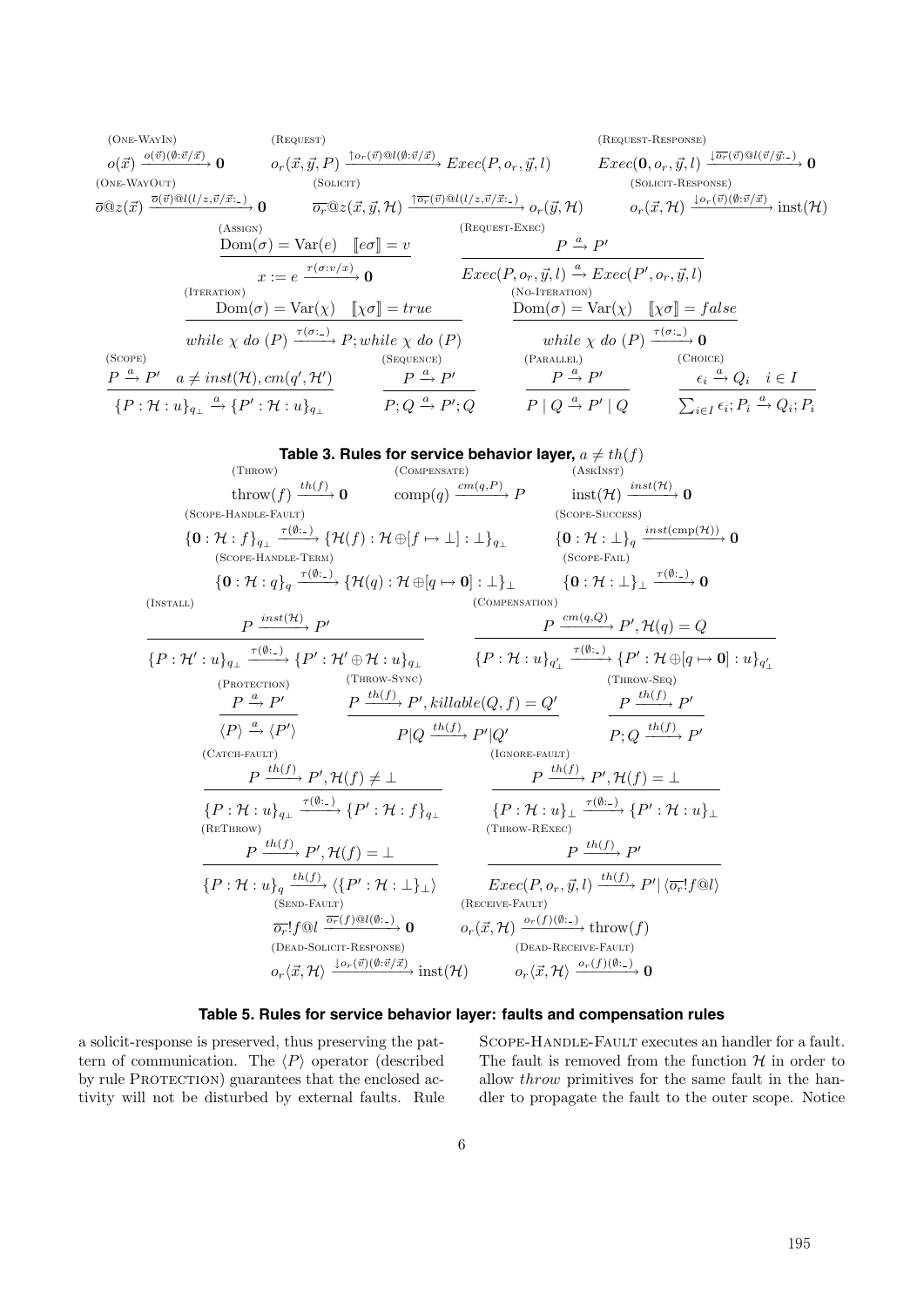$$\text{(One-WayIn)}\quad o(\vec{x}) \xrightarrow{o(\vec{v})(\emptyset:\vec{v}/\vec{x})} \mathbf{0}$$

$$\text{(Request)}\quad o_r(\vec{x},\vec{y},P) \xrightarrow{\uparrow o_r(\vec{v})@l(\emptyset:\vec{v}/\vec{x})} Exec(P,o_r,\vec{y},l)$$

$$\text{(Request-Response)}\quad Exec(\mathbf{0},o_r,\vec{y},l) \xrightarrow{\downarrow\overline{o_r}(\vec{v})@l(\vec{v}/\vec{y}:\_)} \mathbf{0}$$

$$\text{(One-WayOut)}\quad \overline{o}@z(\vec{x}) \xrightarrow{\overline{o}(\vec{v})@l(l/z,\vec{v}/\vec{x}:\_)} \mathbf{0}$$

$$\text{(Solicit)}\quad \overline{o_r}@z(\vec{x},\vec{y},\mathcal{H}) \xrightarrow{\uparrow\overline{o_r}(\vec{v})@l(l/z,\vec{v}/\vec{x}:\_)} o_r(\vec{y},\mathcal{H})$$

$$\text{(Solicit-Response)}\quad o_r(\vec{x},\mathcal{H}) \xrightarrow{\downarrow o_r(\vec{v})(\emptyset:\vec{v}/\vec{x})} \mathrm{inst}(\mathcal{H})$$

$$\text{(Assign)}\quad \frac{\mathrm{Dom}(\sigma)=\mathrm{Var}(e)\quad [\![e\sigma]\!]=v}{x:=e \xrightarrow{\tau(\sigma:v/x)} \mathbf{0}}$$

$$\text{(Request-Exec)}\quad \frac{P \xrightarrow{a} P'}{Exec(P,o_r,\vec{y},l) \xrightarrow{a} Exec(P',o_r,\vec{y},l)}$$

$$\text{(Iteration)}\quad \frac{\mathrm{Dom}(\sigma)=\mathrm{Var}(\chi)\quad [\![\chi\sigma]\!]=true}{while\ \chi\ do\ (P) \xrightarrow{\tau(\sigma:\_)} P; while\ \chi\ do\ (P)}$$

$$\text{(No-Iteration)}\quad \frac{\mathrm{Dom}(\sigma)=\mathrm{Var}(\chi)\quad [\![\chi\sigma]\!]=false}{while\ \chi\ do\ (P) \xrightarrow{\tau(\sigma:\_)} \mathbf{0}}$$

$$\text{(Scope)}\quad \frac{P \xrightarrow{a} P'\quad a\neq inst(\mathcal{H}), cm(q',\mathcal{H}')}{\{P:\mathcal{H}:u\}_{q_\perp} \xrightarrow{a} \{P':\mathcal{H}:u\}_{q_\perp}}$$

$$\text{(Sequence)}\quad \frac{P \xrightarrow{a} P'}{P;Q \xrightarrow{a} P';Q}\qquad \text{(Parallel)}\quad \frac{P \xrightarrow{a} P'}{P \mid Q \xrightarrow{a} P' \mid Q}\qquad \text{(Choice)}\quad \frac{\epsilon_i \xrightarrow{a} Q_i\quad i\in I}{\sum_{i\in I}\epsilon_i;P_i \xrightarrow{a} Q_i;P_i}$$

**Table 3. Rules for service behavior layer, $a \neq th(f)$**

$$\text{(Throw)}\quad \mathrm{throw}(f) \xrightarrow{th(f)} \mathbf{0}\qquad \text{(Compensate)}\quad \mathrm{comp}(q) \xrightarrow{cm(q,P)} P\qquad \text{(AskInst)}\quad \mathrm{inst}(\mathcal{H}) \xrightarrow{inst(\mathcal{H})} \mathbf{0}$$

$$\text{(Scope-Handle-Fault)}\quad \{\mathbf{0}:\mathcal{H}:f\}_{q_\perp} \xrightarrow{\tau(\emptyset:\_)} \{\mathcal{H}(f):\mathcal{H}\oplus[f\mapsto\perp]:\perp\}_{q_\perp}$$

$$\text{(Scope-Success)}\quad \{\mathbf{0}:\mathcal{H}:\perp\}_{q} \xrightarrow{inst(\mathrm{cmp}(\mathcal{H}))} \mathbf{0}$$

$$\text{(Scope-Handle-Term)}\quad \{\mathbf{0}:\mathcal{H}:q\}_{q} \xrightarrow{\tau(\emptyset:\_)} \{\mathcal{H}(q):\mathcal{H}\oplus[q\mapsto\mathbf{0}]:\perp\}_{\perp}$$

$$\text{(Scope-Fail)}\quad \{\mathbf{0}:\mathcal{H}:\perp\}_{\perp} \xrightarrow{\tau(\emptyset:\_)} \mathbf{0}$$

$$\text{(Install)}\quad \frac{P \xrightarrow{inst(\mathcal{H})} P'}{\{P:\mathcal{H}':u\}_{q_\perp} \xrightarrow{\tau(\emptyset:\_)} \{P':\mathcal{H}'\oplus\mathcal{H}:u\}_{q_\perp}}$$

$$\text{(Compensation)}\quad \frac{P \xrightarrow{cm(q,Q)} P', \mathcal{H}(q)=Q}{\{P:\mathcal{H}:u\}_{q'_\perp} \xrightarrow{\tau(\emptyset:\_)} \{P':\mathcal{H}\oplus[q\mapsto\mathbf{0}]:u\}_{q'_\perp}}$$

$$\text{(Protection)}\quad \frac{P \xrightarrow{a} P'}{\langle P\rangle \xrightarrow{a} \langle P'\rangle}\qquad \text{(Throw-Sync)}\quad \frac{P \xrightarrow{th(f)} P', killable(Q,f)=Q'}{P|Q \xrightarrow{th(f)} P'|Q'}\qquad \text{(Throw-Seq)}\quad \frac{P \xrightarrow{th(f)} P'}{P;Q \xrightarrow{th(f)} P'}$$

$$\text{(Catch-fault)}\quad \frac{P \xrightarrow{th(f)} P', \mathcal{H}(f)\neq\perp}{\{P:\mathcal{H}:u\}_{q_\perp} \xrightarrow{\tau(\emptyset:\_)} \{P':\mathcal{H}:f\}_{q_\perp}}$$

$$\text{(Ignore-fault)}\quad \frac{P \xrightarrow{th(f)} P', \mathcal{H}(f)=\perp}{\{P:\mathcal{H}:u\}_{\perp} \xrightarrow{\tau(\emptyset:\_)} \{P':\mathcal{H}:u\}_{\perp}}$$

$$\text{(ReThrow)}\quad \frac{P \xrightarrow{th(f)} P', \mathcal{H}(f)=\perp}{\{P:\mathcal{H}:u\}_{q} \xrightarrow{th(f)} \langle\{P':\mathcal{H}:\perp\}_{\perp}\rangle}$$

$$\text{(Throw-RExec)}\quad \frac{P \xrightarrow{th(f)} P'}{Exec(P,o_r,\vec{y},l) \xrightarrow{th(f)} P'|\langle\overline{o_r}!f@l\rangle}$$

$$\text{(Send-Fault)}\quad \overline{o_r}!f@l \xrightarrow{\overline{o_r}(f)@l(\emptyset:\_)} \mathbf{0}\qquad \text{(Receive-Fault)}\quad o_r(\vec{x},\mathcal{H}) \xrightarrow{o_r(f)(\emptyset:\_)} \mathrm{throw}(f)$$

$$\text{(Dead-Solicit-Response)}\quad o_r\langle\vec{x},\mathcal{H}\rangle \xrightarrow{\downarrow o_r(\vec{v})(\emptyset:\vec{v}/\vec{x})} \mathrm{inst}(\mathcal{H})\qquad \text{(Dead-Receive-Fault)}\quad o_r\langle\vec{x},\mathcal{H}\rangle \xrightarrow{o_r(f)(\emptyset:\_)} \mathbf{0}$$

**Table 5. Rules for service behavior layer: faults and compensation rules**

a solicit-response is preserved, thus preserving the pattern of communication. The $\langle P\rangle$ operator (described by rule Protection) guarantees that the enclosed activity will not be disturbed by external faults. Rule Scope-Handle-Fault executes an handler for a fault. The fault is removed from the function $\mathcal{H}$ in order to allow *throw* primitives for the same fault in the handler to propagate the fault to the outer scope. Notice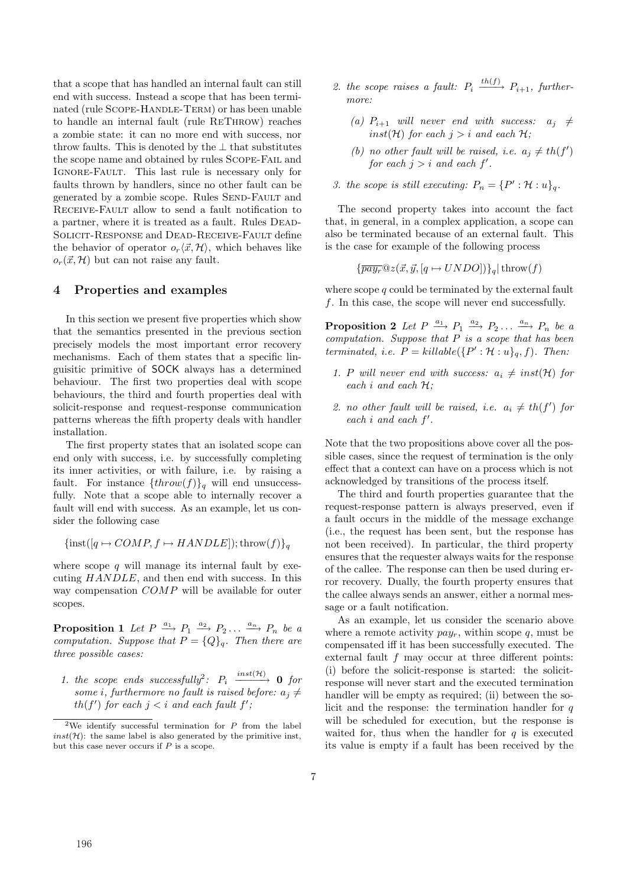that a scope that has handled an internal fault can still end with success. Instead a scope that has been terminated (rule SCOPE-HANDLE-TERM) or has been unable to handle an internal fault (rule RETHROW) reaches a zombie state: it can no more end with success, nor throw faults. This is denoted by the $\perp$ that substitutes the scope name and obtained by rules SCOPE-FAIL and IGNORE-FAULT. This last rule is necessary only for faults thrown by handlers, since no other fault can be generated by a zombie scope. Rules SEND-FAULT and RECEIVE-FAULT allow to send a fault notification to a partner, where it is treated as a fault. Rules DEAD-SOLICIT-RESPONSE and DEAD-RECEIVE-FAULT define the behavior of operator $o_r\langle \vec{x}, \mathcal{H}\rangle$, which behaves like $o_r(\vec{x}, \mathcal{H})$ but can not raise any fault.

## 4 Properties and examples

In this section we present five properties which show that the semantics presented in the previous section precisely models the most important error recovery mechanisms. Each of them states that a specific linguisitic primitive of SOCK always has a determined behaviour. The first two properties deal with scope behaviours, the third and fourth properties deal with solicit-response and request-response communication patterns whereas the fifth property deals with handler installation.

The first property states that an isolated scope can end only with success, i.e. by successfully completing its inner activities, or with failure, i.e. by raising a fault. For instance $\{throw(f)\}_q$ will end unsuccessfully. Note that a scope able to internally recover a fault will end with success. As an example, let us consider the following case

$$\{\text{inst}([q \mapsto COMP, f \mapsto HANDLE]); \text{throw}(f)\}_q$$

where scope $q$ will manage its internal fault by executing $HANDLE$, and then end with success. In this way compensation $COMP$ will be available for outer scopes.

**Proposition 1** *Let $P \xrightarrow{a_1} P_1 \xrightarrow{a_2} P_2 \ldots \xrightarrow{a_n} P_n$ be a computation. Suppose that $P = \{Q\}_q$. Then there are three possible cases:*

1. *the scope ends successfully[2]: $P_i \xrightarrow{inst(\mathcal{H})} \mathbf{0}$ for some $i$, furthermore no fault is raised before: $a_j \neq th(f')$ for each $j < i$ and each fault $f'$;*
2. *the scope raises a fault: $P_i \xrightarrow{th(f)} P_{i+1}$, furthermore:*
   - *(a) $P_{i+1}$ will never end with success: $a_j \neq inst(\mathcal{H})$ for each $j > i$ and each $\mathcal{H}$;*
   - *(b) no other fault will be raised, i.e. $a_j \neq th(f')$ for each $j > i$ and each $f'$.*
3. *the scope is still executing: $P_n = \{P' : \mathcal{H} : u\}_q$.*

The second property takes into account the fact that, in general, in a complex application, a scope can also be terminated because of an external fault. This is the case for example of the following process

$$\{\overline{pay_r}@z(\vec{x}, \vec{y}, [q \mapsto UNDO])\}_q | \, \text{throw}(f)$$

where scope $q$ could be terminated by the external fault $f$. In this case, the scope will never end successfully.

**Proposition 2** *Let $P \xrightarrow{a_1} P_1 \xrightarrow{a_2} P_2 \ldots \xrightarrow{a_n} P_n$ be a computation. Suppose that $P$ is a scope that has been terminated, i.e. $P = killable(\{P' : \mathcal{H} : u\}_q, f)$. Then:*

1. *$P$ will never end with success: $a_i \neq inst(\mathcal{H})$ for each $i$ and each $\mathcal{H}$;*
2. *no other fault will be raised, i.e. $a_i \neq th(f')$ for each $i$ and each $f'$.*

Note that the two propositions above cover all the possible cases, since the request of termination is the only effect that a context can have on a process which is not acknowledged by transitions of the process itself.

The third and fourth properties guarantee that the request-response pattern is always preserved, even if a fault occurs in the middle of the message exchange (i.e., the request has been sent, but the response has not been received). In particular, the third property ensures that the requester always waits for the response of the callee. The response can then be used during error recovery. Dually, the fourth property ensures that the callee always sends an answer, either a normal message or a fault notification.

As an example, let us consider the scenario above where a remote activity $pay_r$, within scope $q$, must be compensated iff it has been successfully executed. The external fault $f$ may occur at three different points: (i) before the solicit-response is started: the solicit-response will never start and the executed termination handler will be empty as required; (ii) between the solicit and the response: the termination handler for $q$ will be scheduled for execution, but the response is waited for, thus when the handler for $q$ is executed its value is empty if a fault has been received by the

[2]We identify successful termination for $P$ from the label $inst(\mathcal{H})$: the same label is also generated by the primitive inst, but this case never occurs if $P$ is a scope.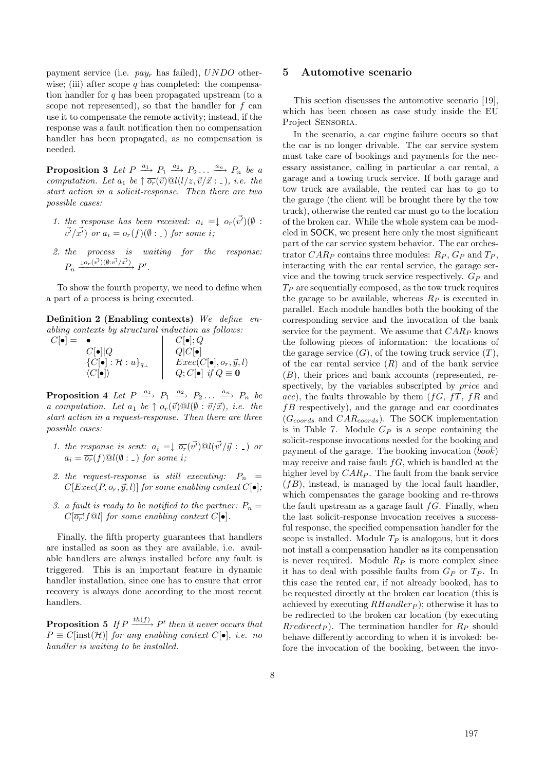payment service (i.e. $pay_r$ has failed), $UNDO$ otherwise; (iii) after scope $q$ has completed: the compensation handler for $q$ has been propagated upstream (to a scope not represented), so that the handler for $f$ can use it to compensate the remote activity; instead, if the response was a fault notification then no compensation handler has been propagated, as no compensation is needed.

**Proposition 3** *Let $P \xrightarrow{a_1} P_1 \xrightarrow{a_2} P_2 \ldots \xrightarrow{a_n} P_n$ be a computation. Let $a_1$ be $\uparrow \overline{o_r}(\vec{v})@l(l/z, \vec{v}/\vec{x} : \_)$, i.e. the start action in a solicit-response. Then there are two possible cases:*

1. *the response has been received: $a_i = \downarrow o_r(\vec{v'})(\emptyset : \vec{v'}/\vec{x'})$ or $a_i = o_r(f)(\emptyset : \_)$ for some $i$;*
2. *the process is waiting for the response: $P_n \xrightarrow{\downarrow o_r(\vec{v'})(\emptyset : \vec{v'}/\vec{x'})} P'$.*

To show the fourth property, we need to define when a part of a process is being executed.

**Definition 2 (Enabling contexts)** *We define enabling contexts by structural induction as follows:*

$$
\begin{array}{rll}
C[\bullet] = & \bullet & C[\bullet]; Q \\
& C[\bullet] | Q & Q | C[\bullet] \\
& \{C[\bullet] : \mathcal{H} : u\}_{q_\perp} & Exec(C[\bullet], o_r, \vec{y}, l) \\
& \langle C[\bullet] \rangle & Q; C[\bullet] \ \ if\ Q \equiv \mathbf{0}
\end{array}
$$

**Proposition 4** *Let $P \xrightarrow{a_1} P_1 \xrightarrow{a_2} P_2 \ldots \xrightarrow{a_n} P_n$ be a computation. Let $a_1$ be $\uparrow o_r(\vec{v})@l(\emptyset : \vec{v}/\vec{x})$, i.e. the start action in a request-response. Then there are three possible cases:*

1. *the response is sent: $a_i = \downarrow \overline{o_r}(\vec{v'})@l(\vec{v'}/\vec{y} : \_)$ or $a_i = \overline{o_r}(f)@l(\emptyset : \_)$ for some $i$;*
2. *the request-response is still executing: $P_n = C[Exec(P, o_r, \vec{y}, l)]$ for some enabling context $C[\bullet]$;*
3. *a fault is ready to be notified to the partner: $P_n = C[\overline{o_r}!f@l]$ for some enabling context $C[\bullet]$.*

Finally, the fifth property guarantees that handlers are installed as soon as they are available, i.e. available handlers are always installed before any fault is triggered. This is an important feature in dynamic handler installation, since one has to ensure that error recovery is always done according to the most recent handlers.

**Proposition 5** *If $P \xrightarrow{th(f)} P'$ then it never occurs that $P \equiv C[\mathrm{inst}(\mathcal{H})]$ for any enabling context $C[\bullet]$, i.e. no handler is waiting to be installed.*

## 5 Automotive scenario

This section discusses the automotive scenario [19], which has been chosen as case study inside the EU Project SENSORIA.

In the scenario, a car engine failure occurs so that the car is no longer drivable. The car service system must take care of bookings and payments for the necessary assistance, calling in particular a car rental, a garage and a towing truck service. If both garage and tow truck are available, the rented car has to go to the garage (the client will be brought there by the tow truck), otherwise the rented car must go to the location of the broken car. While the whole system can be modeled in SOCK, we present here only the most significant part of the car service system behavior. The car orchestrator $CAR_P$ contains three modules: $R_P$, $G_P$ and $T_P$, interacting with the car rental service, the garage service and the towing truck service respectively. $G_P$ and $T_P$ are sequentially composed, as the tow truck requires the garage to be available, whereas $R_P$ is executed in parallel. Each module handles both the booking of the corresponding service and the invocation of the bank service for the payment. We assume that $CAR_P$ knows the following pieces of information: the locations of the garage service ($G$), of the towing truck service ($T$), of the car rental service ($R$) and of the bank service ($B$), their prices and bank accounts (represented, respectively, by the variables subscripted by $price$ and $acc$), the faults throwable by them ($fG$, $fT$, $fR$ and $fB$ respectively), and the garage and car coordinates ($G_{coords}$ and $CAR_{coords}$). The SOCK implementation is in Table 7. Module $G_P$ is a scope containing the solicit-response invocations needed for the booking and payment of the garage. The booking invocation ($\overline{book}$) may receive and raise fault $fG$, which is handled at the higher level by $CAR_P$. The fault from the bank service ($fB$), instead, is managed by the local fault handler, which compensates the garage booking and re-throws the fault upstream as a garage fault $fG$. Finally, when the last solicit-response invocation receives a successful response, the specified compensation handler for the scope is installed. Module $T_P$ is analogous, but it does not install a compensation handler as its compensation is never required. Module $R_P$ is more complex since it has to deal with possible faults from $G_P$ or $T_P$. In this case the rented car, if not already booked, has to be requested directly at the broken car location (this is achieved by executing $RHandler_P$); otherwise it has to be redirected to the broken car location (by executing $Rredirect_P$). The termination handler for $R_P$ should behave differently according to when it is invoked: before the invocation of the booking, between the invo-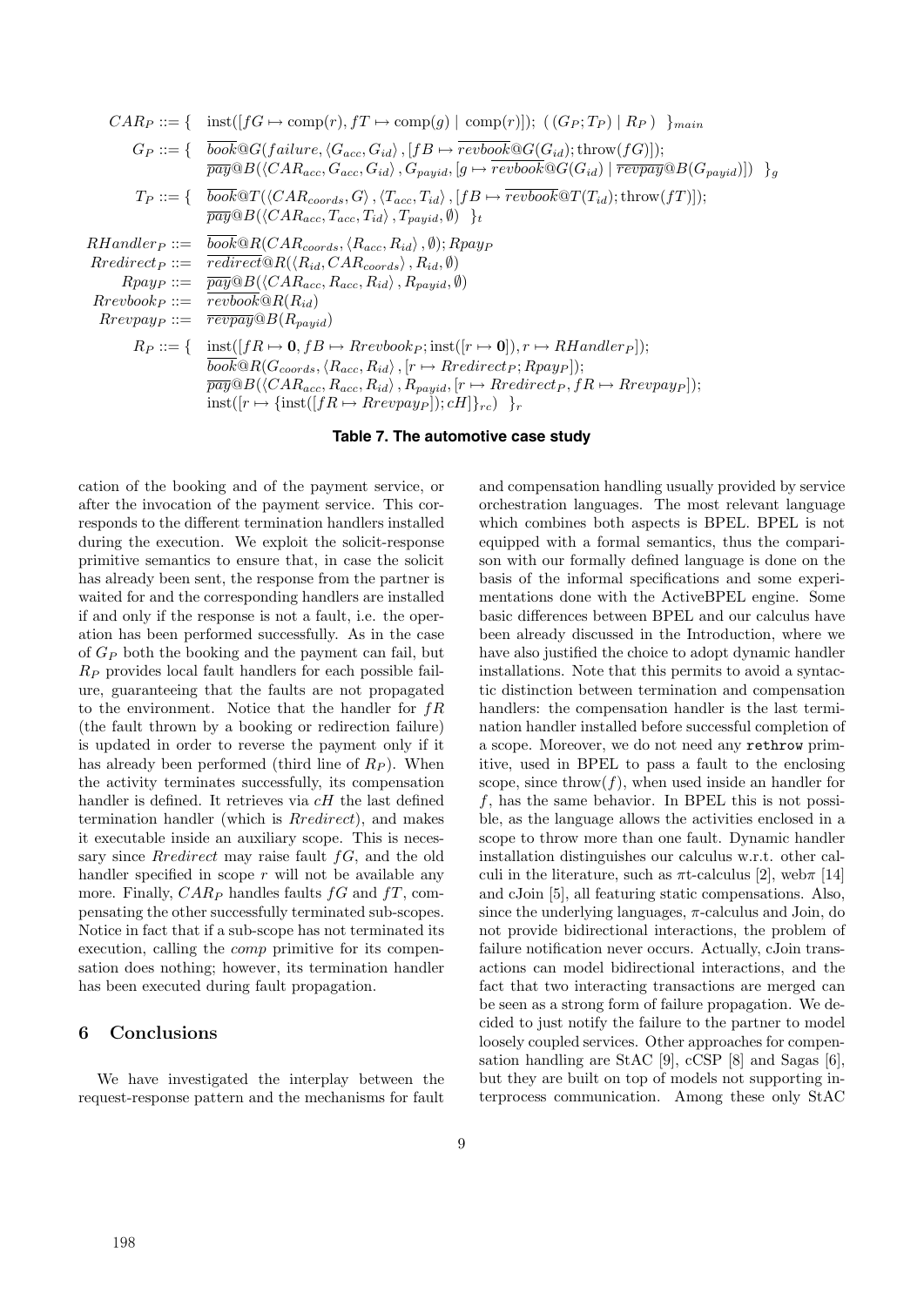$$
\begin{array}{rl}
CAR_P ::= \{ & \text{inst}([fG \mapsto \text{comp}(r), fT \mapsto \text{comp}(g) \mid \text{comp}(r)]);\ ((G_P; T_P) \mid R_P)\ \ \}_{main} \\
G_P ::= \{ & \overline{book}@G(failure, \langle G_{acc}, G_{id}\rangle, [fB \mapsto \overline{revbook}@G(G_{id}); \text{throw}(fG)]); \\
& \overline{pay}@B(\langle CAR_{acc}, G_{acc}, G_{id}\rangle, G_{payid}, [g \mapsto \overline{revbook}@G(G_{id}) \mid \overline{revpay}@B(G_{payid})])\ \ \}_g \\
T_P ::= \{ & \overline{book}@T(\langle CAR_{coords}, G\rangle, \langle T_{acc}, T_{id}\rangle, [fB \mapsto \overline{revbook}@T(T_{id}); \text{throw}(fT)]); \\
& \overline{pay}@B(\langle CAR_{acc}, T_{acc}, T_{id}\rangle, T_{payid}, \emptyset)\ \ \}_t \\
RHandler_P ::= & \overline{book}@R(CAR_{coords}, \langle R_{acc}, R_{id}\rangle, \emptyset); Rpay_P \\
Rredirect_P ::= & \overline{redirect}@R(\langle R_{id}, CAR_{coords}\rangle, R_{id}, \emptyset) \\
Rpay_P ::= & \overline{pay}@B(\langle CAR_{acc}, R_{acc}, R_{id}\rangle, R_{payid}, \emptyset) \\
Rrevbook_P ::= & \overline{revbook}@R(R_{id}) \\
Rrevpay_P ::= & \overline{revpay}@B(R_{payid}) \\
R_P ::= \{ & \text{inst}([fR \mapsto \mathbf{0}, fB \mapsto Rrevbook_P; \text{inst}([r \mapsto \mathbf{0}]), r \mapsto RHandler_P]); \\
& \overline{book}@R(G_{coords}, \langle R_{acc}, R_{id}\rangle, [r \mapsto Rredirect_P; Rpay_P]); \\
& \overline{pay}@B(\langle CAR_{acc}, R_{acc}, R_{id}\rangle, R_{payid}, [r \mapsto Rredirect_P, fR \mapsto Rrevpay_P]); \\
& \text{inst}([r \mapsto \{\text{inst}([fR \mapsto Rrevpay_P]); cH]\}_{rc})\ \ \}_r
\end{array}
$$

**Table 7. The automotive case study**

cation of the booking and of the payment service, or after the invocation of the payment service. This corresponds to the different termination handlers installed during the execution. We exploit the solicit-response primitive semantics to ensure that, in case the solicit has already been sent, the response from the partner is waited for and the corresponding handlers are installed if and only if the response is not a fault, i.e. the operation has been performed successfully. As in the case of $G_P$ both the booking and the payment can fail, but $R_P$ provides local fault handlers for each possible failure, guaranteeing that the faults are not propagated to the environment. Notice that the handler for $fR$ (the fault thrown by a booking or redirection failure) is updated in order to reverse the payment only if it has already been performed (third line of $R_P$). When the activity terminates successfully, its compensation handler is defined. It retrieves via $cH$ the last defined termination handler (which is $Rredirect$), and makes it executable inside an auxiliary scope. This is necessary since $Rredirect$ may raise fault $fG$, and the old handler specified in scope $r$ will not be available any more. Finally, $CAR_P$ handles faults $fG$ and $fT$, compensating the other successfully terminated sub-scopes. Notice in fact that if a sub-scope has not terminated its execution, calling the *comp* primitive for its compensation does nothing; however, its termination handler has been executed during fault propagation.

## 6 Conclusions

We have investigated the interplay between the request-response pattern and the mechanisms for fault and compensation handling usually provided by service orchestration languages. The most relevant language which combines both aspects is BPEL. BPEL is not equipped with a formal semantics, thus the comparison with our formally defined language is done on the basis of the informal specifications and some experimentations done with the ActiveBPEL engine. Some basic differences between BPEL and our calculus have been already discussed in the Introduction, where we have also justified the choice to adopt dynamic handler installations. Note that this permits to avoid a syntactic distinction between termination and compensation handlers: the compensation handler is the last termination handler installed before successful completion of a scope. Moreover, we do not need any `rethrow` primitive, used in BPEL to pass a fault to the enclosing scope, since throw($f$), when used inside an handler for $f$, has the same behavior. In BPEL this is not possible, as the language allows the activities enclosed in a scope to throw more than one fault. Dynamic handler installation distinguishes our calculus w.r.t. other calculi in the literature, such as $\pi$t-calculus [2], web$\pi$ [14] and cJoin [5], all featuring static compensations. Also, since the underlying languages, $\pi$-calculus and Join, do not provide bidirectional interactions, the problem of failure notification never occurs. Actually, cJoin transactions can model bidirectional interactions, and the fact that two interacting transactions are merged can be seen as a strong form of failure propagation. We decided to just notify the failure to the partner to model loosely coupled services. Other approaches for compensation handling are StAC [9], cCSP [8] and Sagas [6], but they are built on top of models not supporting interprocess communication. Among these only StAC